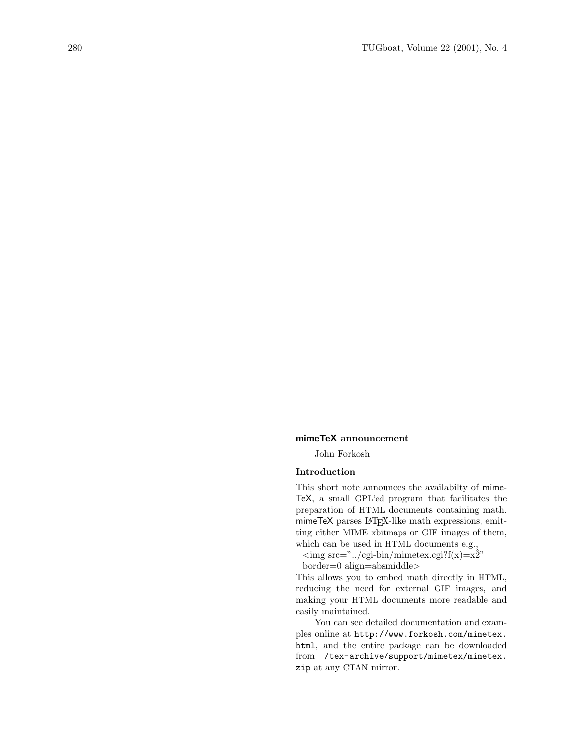## mimeTeX announcement

John Forkosh

### Introduction

This short note announces the availabilty of mimeTeX, a small GPL'ed program that facilitates the preparation of HTML documents containing math. mimeTeX parses LaTeX-like math expressions, emitting either MIME xbitmaps or GIF images of them, which can be used in HTML documents e.g.,

<img src="../cgi-bin/mimetex.cgi?f(x)=x^2" border=0 align=absmiddle>

This allows you to embed math directly in HTML, reducing the need for external GIF images, and making your HTML documents more readable and easily maintained.

You can see detailed documentation and examples online at `http://www.forkosh.com/mimetex.html`, and the entire package can be downloaded from `/tex-archive/support/mimetex/mimetex.zip` at any CTAN mirror.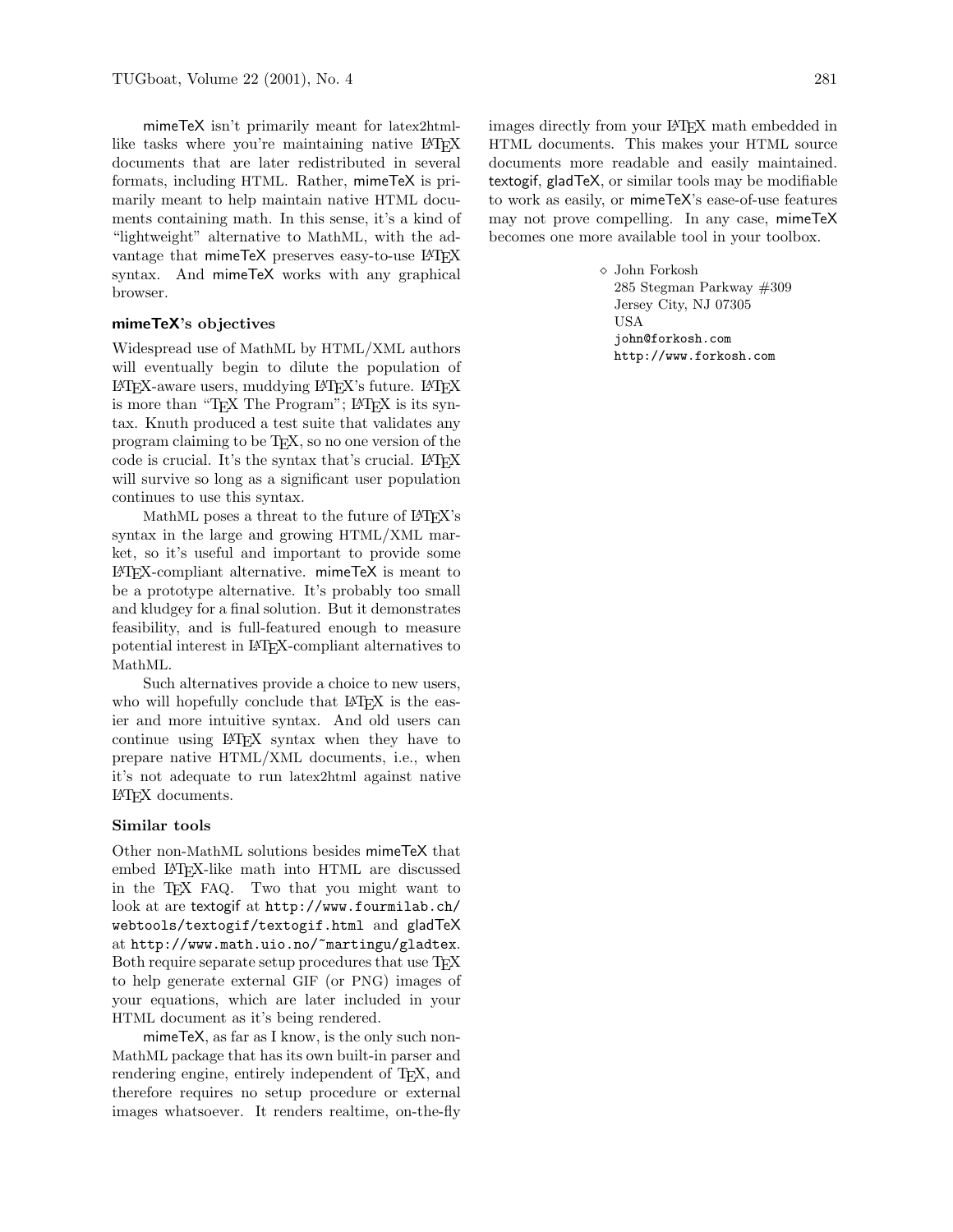mimeTeX isn't primarily meant for latex2html-like tasks where you're maintaining native LaTeX documents that are later redistributed in several formats, including HTML. Rather, mimeTeX is primarily meant to help maintain native HTML documents containing math. In this sense, it's a kind of "lightweight" alternative to MathML, with the advantage that mimeTeX preserves easy-to-use LaTeX syntax. And mimeTeX works with any graphical browser.

### mimeTeX's objectives

Widespread use of MathML by HTML/XML authors will eventually begin to dilute the population of LaTeX-aware users, muddying LaTeX's future. LaTeX is more than "TeX The Program"; LaTeX is its syntax. Knuth produced a test suite that validates any program claiming to be TeX, so no one version of the code is crucial. It's the syntax that's crucial. LaTeX will survive so long as a significant user population continues to use this syntax.

MathML poses a threat to the future of LaTeX's syntax in the large and growing HTML/XML market, so it's useful and important to provide some LaTeX-compliant alternative. mimeTeX is meant to be a prototype alternative. It's probably too small and kludgey for a final solution. But it demonstrates feasibility, and is full-featured enough to measure potential interest in LaTeX-compliant alternatives to MathML.

Such alternatives provide a choice to new users, who will hopefully conclude that LaTeX is the easier and more intuitive syntax. And old users can continue using LaTeX syntax when they have to prepare native HTML/XML documents, i.e., when it's not adequate to run latex2html against native LaTeX documents.

### Similar tools

Other non-MathML solutions besides mimeTeX that embed LaTeX-like math into HTML are discussed in the TeX FAQ. Two that you might want to look at are textogif at http://www.fourmilab.ch/webtools/textogif/textogif.html and gladTeX at http://www.math.uio.no/~martingu/gladtex. Both require separate setup procedures that use TeX to help generate external GIF (or PNG) images of your equations, which are later included in your HTML document as it's being rendered.

mimeTeX, as far as I know, is the only such non-MathML package that has its own built-in parser and rendering engine, entirely independent of TeX, and therefore requires no setup procedure or external images whatsoever. It renders realtime, on-the-fly images directly from your LaTeX math embedded in HTML documents. This makes your HTML source documents more readable and easily maintained. textogif, gladTeX, or similar tools may be modifiable to work as easily, or mimeTeX's ease-of-use features may not prove compelling. In any case, mimeTeX becomes one more available tool in your toolbox.

⋄ John Forkosh
285 Stegman Parkway #309
Jersey City, NJ 07305
USA
john@forkosh.com
http://www.forkosh.com